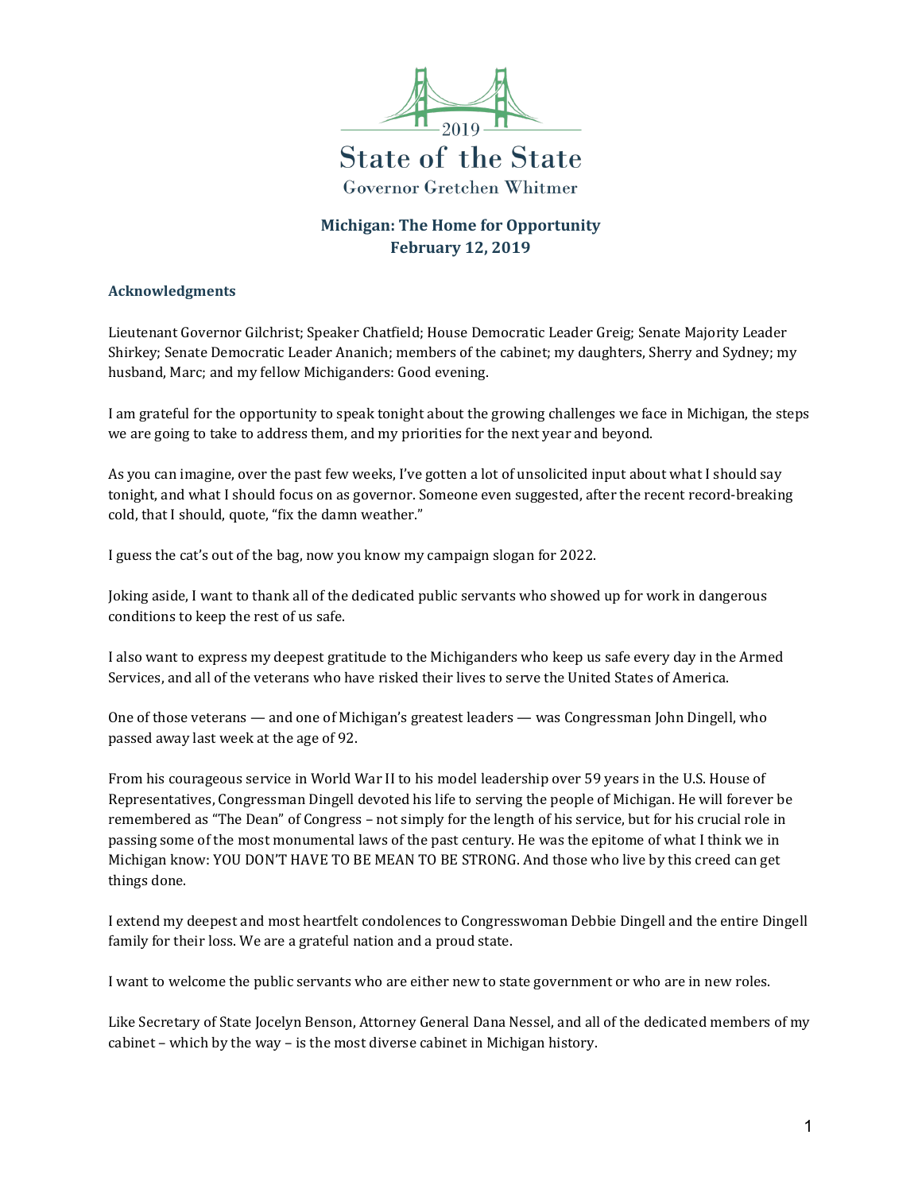2019

# State of the State

Governor Gretchen Whitmer

## Michigan: The Home for Opportunity
## February 12, 2019

### Acknowledgments

Lieutenant Governor Gilchrist; Speaker Chatfield; House Democratic Leader Greig; Senate Majority Leader Shirkey; Senate Democratic Leader Ananich; members of the cabinet; my daughters, Sherry and Sydney; my husband, Marc; and my fellow Michiganders: Good evening.

I am grateful for the opportunity to speak tonight about the growing challenges we face in Michigan, the steps we are going to take to address them, and my priorities for the next year and beyond.

As you can imagine, over the past few weeks, I've gotten a lot of unsolicited input about what I should say tonight, and what I should focus on as governor. Someone even suggested, after the recent record-breaking cold, that I should, quote, "fix the damn weather."

I guess the cat's out of the bag, now you know my campaign slogan for 2022.

Joking aside, I want to thank all of the dedicated public servants who showed up for work in dangerous conditions to keep the rest of us safe.

I also want to express my deepest gratitude to the Michiganders who keep us safe every day in the Armed Services, and all of the veterans who have risked their lives to serve the United States of America.

One of those veterans — and one of Michigan's greatest leaders — was Congressman John Dingell, who passed away last week at the age of 92.

From his courageous service in World War II to his model leadership over 59 years in the U.S. House of Representatives, Congressman Dingell devoted his life to serving the people of Michigan. He will forever be remembered as "The Dean" of Congress – not simply for the length of his service, but for his crucial role in passing some of the most monumental laws of the past century. He was the epitome of what I think we in Michigan know: YOU DON'T HAVE TO BE MEAN TO BE STRONG. And those who live by this creed can get things done.

I extend my deepest and most heartfelt condolences to Congresswoman Debbie Dingell and the entire Dingell family for their loss. We are a grateful nation and a proud state.

I want to welcome the public servants who are either new to state government or who are in new roles.

Like Secretary of State Jocelyn Benson, Attorney General Dana Nessel, and all of the dedicated members of my cabinet – which by the way – is the most diverse cabinet in Michigan history.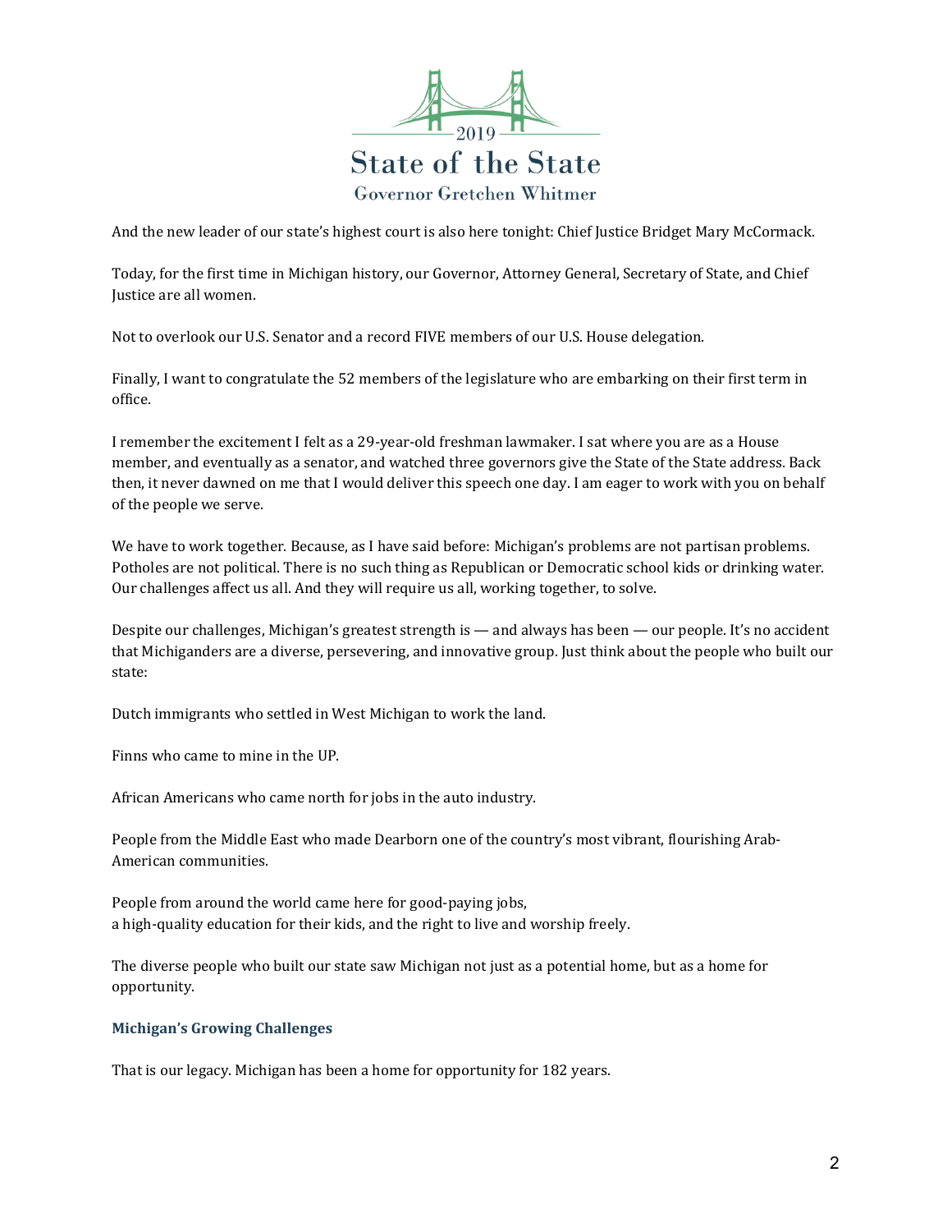And the new leader of our state's highest court is also here tonight: Chief Justice Bridget Mary McCormack.

Today, for the first time in Michigan history, our Governor, Attorney General, Secretary of State, and Chief Justice are all women.

Not to overlook our U.S. Senator and a record FIVE members of our U.S. House delegation.

Finally, I want to congratulate the 52 members of the legislature who are embarking on their first term in office.

I remember the excitement I felt as a 29-year-old freshman lawmaker. I sat where you are as a House member, and eventually as a senator, and watched three governors give the State of the State address. Back then, it never dawned on me that I would deliver this speech one day. I am eager to work with you on behalf of the people we serve.

We have to work together. Because, as I have said before: Michigan's problems are not partisan problems. Potholes are not political. There is no such thing as Republican or Democratic school kids or drinking water. Our challenges affect us all. And they will require us all, working together, to solve.

Despite our challenges, Michigan's greatest strength is — and always has been — our people. It's no accident that Michiganders are a diverse, persevering, and innovative group. Just think about the people who built our state:

Dutch immigrants who settled in West Michigan to work the land.

Finns who came to mine in the UP.

African Americans who came north for jobs in the auto industry.

People from the Middle East who made Dearborn one of the country's most vibrant, flourishing Arab-American communities.

People from around the world came here for good-paying jobs,
a high-quality education for their kids, and the right to live and worship freely.

The diverse people who built our state saw Michigan not just as a potential home, but as a home for opportunity.

### Michigan's Growing Challenges

That is our legacy. Michigan has been a home for opportunity for 182 years.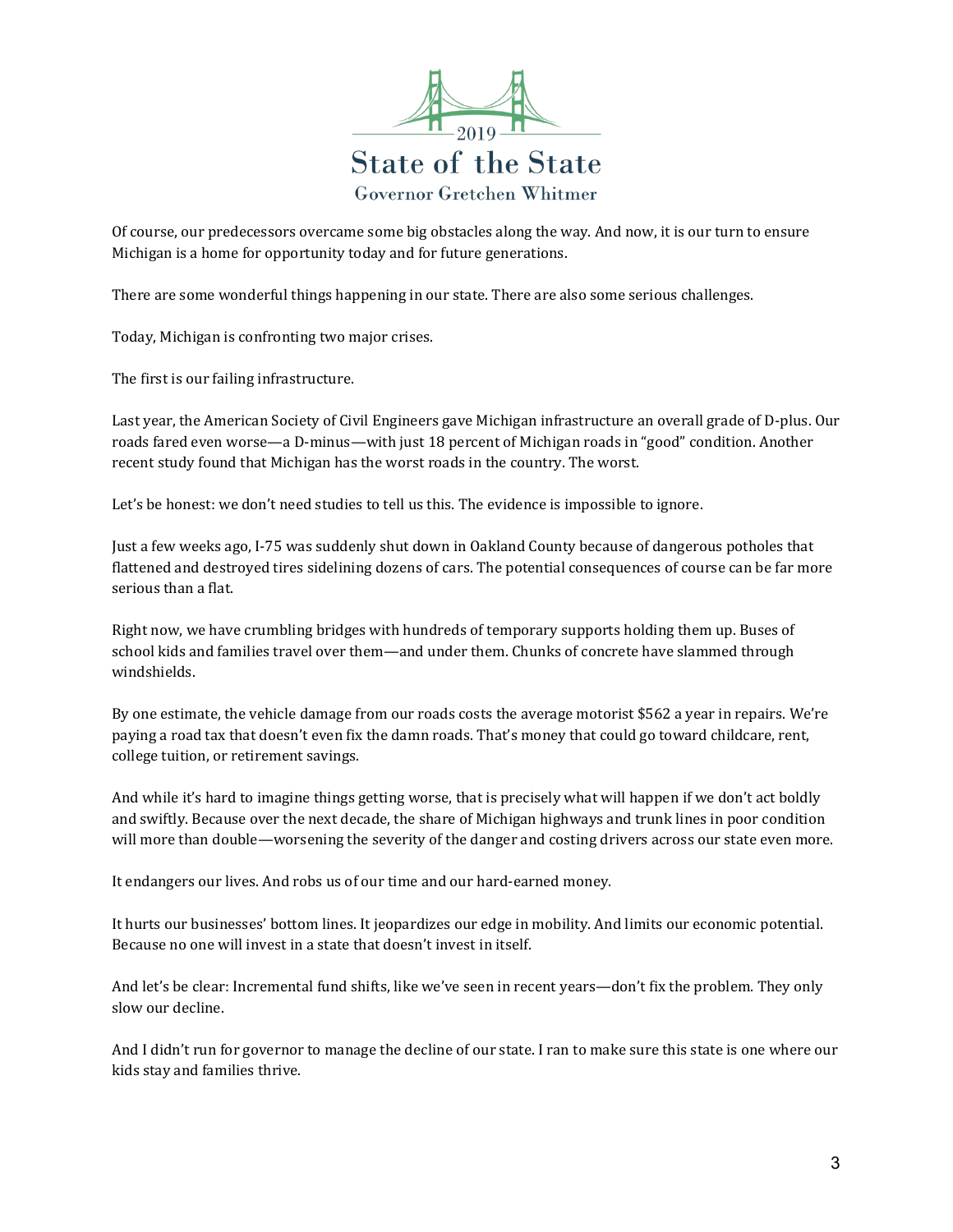Of course, our predecessors overcame some big obstacles along the way. And now, it is our turn to ensure Michigan is a home for opportunity today and for future generations.

There are some wonderful things happening in our state. There are also some serious challenges.

Today, Michigan is confronting two major crises.

The first is our failing infrastructure.

Last year, the American Society of Civil Engineers gave Michigan infrastructure an overall grade of D-plus. Our roads fared even worse—a D-minus—with just 18 percent of Michigan roads in "good" condition. Another recent study found that Michigan has the worst roads in the country. The worst.

Let's be honest: we don't need studies to tell us this. The evidence is impossible to ignore.

Just a few weeks ago, I-75 was suddenly shut down in Oakland County because of dangerous potholes that flattened and destroyed tires sidelining dozens of cars. The potential consequences of course can be far more serious than a flat.

Right now, we have crumbling bridges with hundreds of temporary supports holding them up. Buses of school kids and families travel over them—and under them. Chunks of concrete have slammed through windshields.

By one estimate, the vehicle damage from our roads costs the average motorist $562 a year in repairs. We're paying a road tax that doesn't even fix the damn roads. That's money that could go toward childcare, rent, college tuition, or retirement savings.

And while it's hard to imagine things getting worse, that is precisely what will happen if we don't act boldly and swiftly. Because over the next decade, the share of Michigan highways and trunk lines in poor condition will more than double—worsening the severity of the danger and costing drivers across our state even more.

It endangers our lives. And robs us of our time and our hard-earned money.

It hurts our businesses' bottom lines. It jeopardizes our edge in mobility. And limits our economic potential. Because no one will invest in a state that doesn't invest in itself.

And let's be clear: Incremental fund shifts, like we've seen in recent years—don't fix the problem. They only slow our decline.

And I didn't run for governor to manage the decline of our state. I ran to make sure this state is one where our kids stay and families thrive.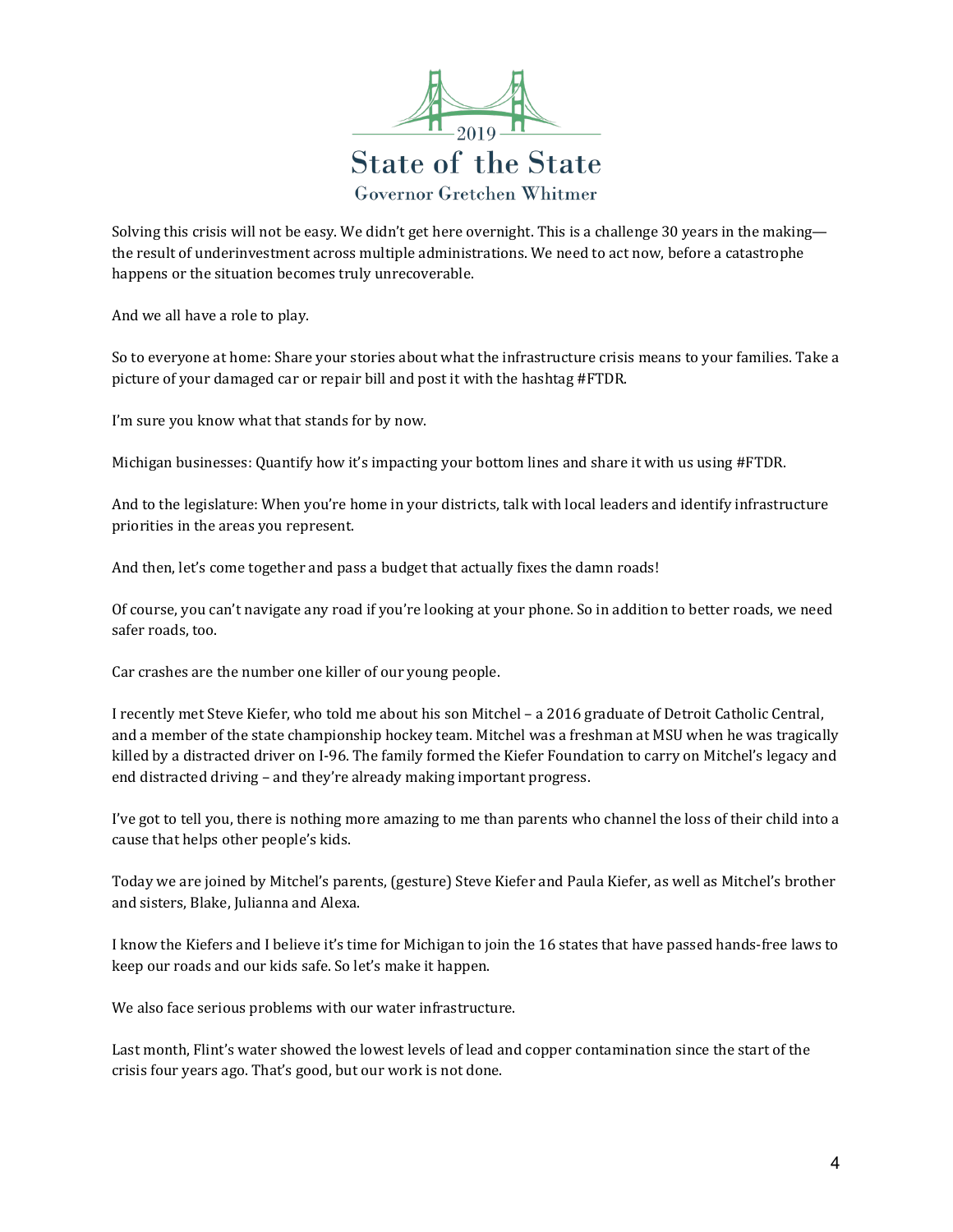Solving this crisis will not be easy. We didn't get here overnight. This is a challenge 30 years in the making—the result of underinvestment across multiple administrations. We need to act now, before a catastrophe happens or the situation becomes truly unrecoverable.

And we all have a role to play.

So to everyone at home: Share your stories about what the infrastructure crisis means to your families. Take a picture of your damaged car or repair bill and post it with the hashtag #FTDR.

I'm sure you know what that stands for by now.

Michigan businesses: Quantify how it's impacting your bottom lines and share it with us using #FTDR.

And to the legislature: When you're home in your districts, talk with local leaders and identify infrastructure priorities in the areas you represent.

And then, let's come together and pass a budget that actually fixes the damn roads!

Of course, you can't navigate any road if you're looking at your phone. So in addition to better roads, we need safer roads, too.

Car crashes are the number one killer of our young people.

I recently met Steve Kiefer, who told me about his son Mitchel – a 2016 graduate of Detroit Catholic Central, and a member of the state championship hockey team. Mitchel was a freshman at MSU when he was tragically killed by a distracted driver on I-96. The family formed the Kiefer Foundation to carry on Mitchel's legacy and end distracted driving – and they're already making important progress.

I've got to tell you, there is nothing more amazing to me than parents who channel the loss of their child into a cause that helps other people's kids.

Today we are joined by Mitchel's parents, (gesture) Steve Kiefer and Paula Kiefer, as well as Mitchel's brother and sisters, Blake, Julianna and Alexa.

I know the Kiefers and I believe it's time for Michigan to join the 16 states that have passed hands-free laws to keep our roads and our kids safe. So let's make it happen.

We also face serious problems with our water infrastructure.

Last month, Flint's water showed the lowest levels of lead and copper contamination since the start of the crisis four years ago. That's good, but our work is not done.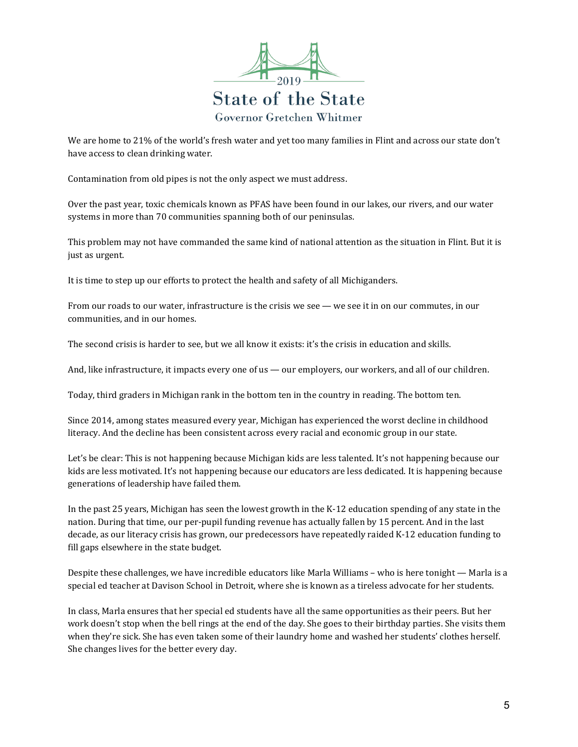We are home to 21% of the world's fresh water and yet too many families in Flint and across our state don't have access to clean drinking water.

Contamination from old pipes is not the only aspect we must address.

Over the past year, toxic chemicals known as PFAS have been found in our lakes, our rivers, and our water systems in more than 70 communities spanning both of our peninsulas.

This problem may not have commanded the same kind of national attention as the situation in Flint. But it is just as urgent.

It is time to step up our efforts to protect the health and safety of all Michiganders.

From our roads to our water, infrastructure is the crisis we see — we see it in on our commutes, in our communities, and in our homes.

The second crisis is harder to see, but we all know it exists: it's the crisis in education and skills.

And, like infrastructure, it impacts every one of us — our employers, our workers, and all of our children.

Today, third graders in Michigan rank in the bottom ten in the country in reading. The bottom ten.

Since 2014, among states measured every year, Michigan has experienced the worst decline in childhood literacy. And the decline has been consistent across every racial and economic group in our state.

Let's be clear: This is not happening because Michigan kids are less talented. It's not happening because our kids are less motivated. It's not happening because our educators are less dedicated. It is happening because generations of leadership have failed them.

In the past 25 years, Michigan has seen the lowest growth in the K-12 education spending of any state in the nation. During that time, our per-pupil funding revenue has actually fallen by 15 percent. And in the last decade, as our literacy crisis has grown, our predecessors have repeatedly raided K-12 education funding to fill gaps elsewhere in the state budget.

Despite these challenges, we have incredible educators like Marla Williams – who is here tonight — Marla is a special ed teacher at Davison School in Detroit, where she is known as a tireless advocate for her students.

In class, Marla ensures that her special ed students have all the same opportunities as their peers. But her work doesn't stop when the bell rings at the end of the day. She goes to their birthday parties. She visits them when they're sick. She has even taken some of their laundry home and washed her students' clothes herself. She changes lives for the better every day.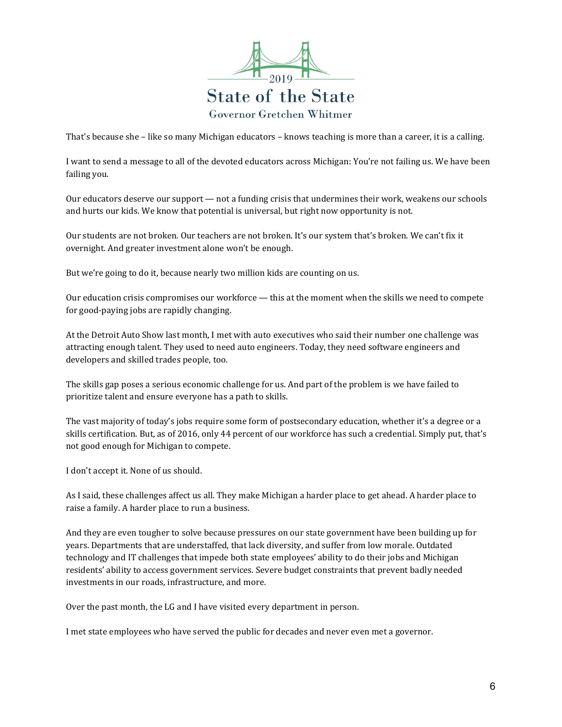That's because she – like so many Michigan educators – knows teaching is more than a career, it is a calling.

I want to send a message to all of the devoted educators across Michigan: You're not failing us. We have been failing you.

Our educators deserve our support — not a funding crisis that undermines their work, weakens our schools and hurts our kids. We know that potential is universal, but right now opportunity is not.

Our students are not broken. Our teachers are not broken. It's our system that's broken. We can't fix it overnight. And greater investment alone won't be enough.

But we're going to do it, because nearly two million kids are counting on us.

Our education crisis compromises our workforce — this at the moment when the skills we need to compete for good-paying jobs are rapidly changing.

At the Detroit Auto Show last month, I met with auto executives who said their number one challenge was attracting enough talent. They used to need auto engineers. Today, they need software engineers and developers and skilled trades people, too.

The skills gap poses a serious economic challenge for us. And part of the problem is we have failed to prioritize talent and ensure everyone has a path to skills.

The vast majority of today's jobs require some form of postsecondary education, whether it's a degree or a skills certification. But, as of 2016, only 44 percent of our workforce has such a credential. Simply put, that's not good enough for Michigan to compete.

I don't accept it. None of us should.

As I said, these challenges affect us all. They make Michigan a harder place to get ahead. A harder place to raise a family. A harder place to run a business.

And they are even tougher to solve because pressures on our state government have been building up for years. Departments that are understaffed, that lack diversity, and suffer from low morale. Outdated technology and IT challenges that impede both state employees' ability to do their jobs and Michigan residents' ability to access government services. Severe budget constraints that prevent badly needed investments in our roads, infrastructure, and more.

Over the past month, the LG and I have visited every department in person.

I met state employees who have served the public for decades and never even met a governor.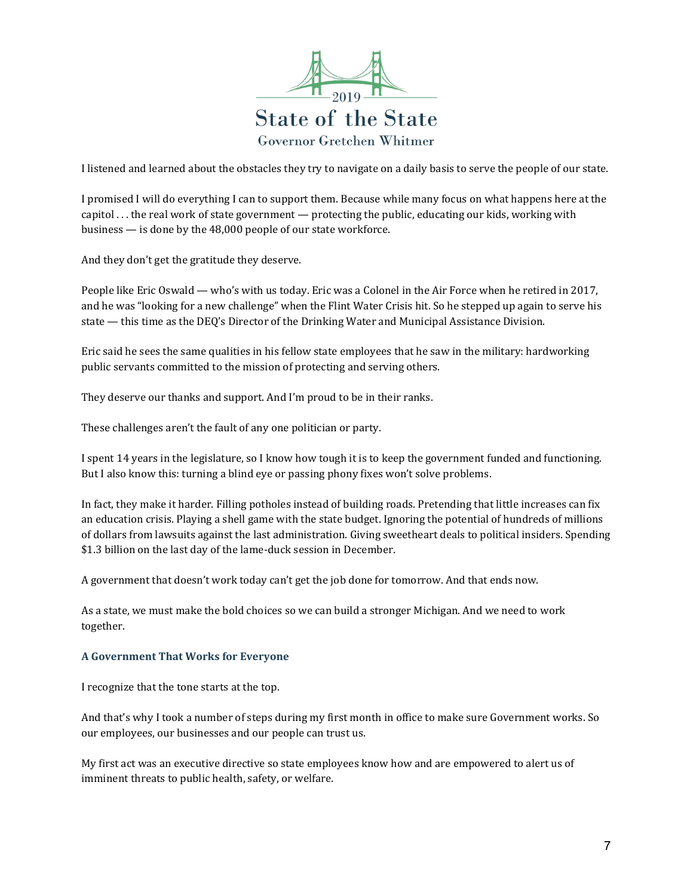I listened and learned about the obstacles they try to navigate on a daily basis to serve the people of our state.

I promised I will do everything I can to support them. Because while many focus on what happens here at the capitol . . . the real work of state government — protecting the public, educating our kids, working with business — is done by the 48,000 people of our state workforce.

And they don't get the gratitude they deserve.

People like Eric Oswald — who's with us today. Eric was a Colonel in the Air Force when he retired in 2017, and he was "looking for a new challenge" when the Flint Water Crisis hit. So he stepped up again to serve his state — this time as the DEQ's Director of the Drinking Water and Municipal Assistance Division.

Eric said he sees the same qualities in his fellow state employees that he saw in the military: hardworking public servants committed to the mission of protecting and serving others.

They deserve our thanks and support. And I'm proud to be in their ranks.

These challenges aren't the fault of any one politician or party.

I spent 14 years in the legislature, so I know how tough it is to keep the government funded and functioning. But I also know this: turning a blind eye or passing phony fixes won't solve problems.

In fact, they make it harder. Filling potholes instead of building roads. Pretending that little increases can fix an education crisis. Playing a shell game with the state budget. Ignoring the potential of hundreds of millions of dollars from lawsuits against the last administration. Giving sweetheart deals to political insiders. Spending $1.3 billion on the last day of the lame-duck session in December.

A government that doesn't work today can't get the job done for tomorrow. And that ends now.

As a state, we must make the bold choices so we can build a stronger Michigan. And we need to work together.

### A Government That Works for Everyone

I recognize that the tone starts at the top.

And that's why I took a number of steps during my first month in office to make sure Government works. So our employees, our businesses and our people can trust us.

My first act was an executive directive so state employees know how and are empowered to alert us of imminent threats to public health, safety, or welfare.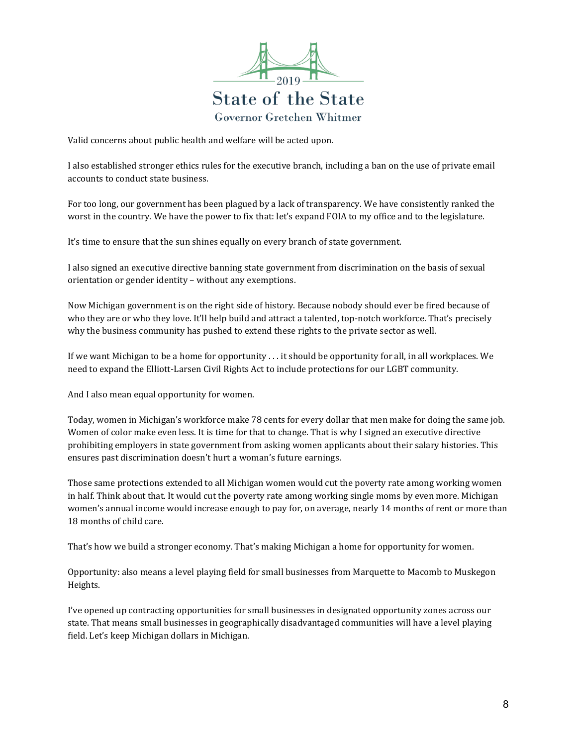Valid concerns about public health and welfare will be acted upon.

I also established stronger ethics rules for the executive branch, including a ban on the use of private email accounts to conduct state business.

For too long, our government has been plagued by a lack of transparency. We have consistently ranked the worst in the country. We have the power to fix that: let's expand FOIA to my office and to the legislature.

It's time to ensure that the sun shines equally on every branch of state government.

I also signed an executive directive banning state government from discrimination on the basis of sexual orientation or gender identity – without any exemptions.

Now Michigan government is on the right side of history. Because nobody should ever be fired because of who they are or who they love. It'll help build and attract a talented, top-notch workforce. That's precisely why the business community has pushed to extend these rights to the private sector as well.

If we want Michigan to be a home for opportunity . . . it should be opportunity for all, in all workplaces. We need to expand the Elliott-Larsen Civil Rights Act to include protections for our LGBT community.

And I also mean equal opportunity for women.

Today, women in Michigan's workforce make 78 cents for every dollar that men make for doing the same job. Women of color make even less. It is time for that to change. That is why I signed an executive directive prohibiting employers in state government from asking women applicants about their salary histories. This ensures past discrimination doesn't hurt a woman's future earnings.

Those same protections extended to all Michigan women would cut the poverty rate among working women in half. Think about that. It would cut the poverty rate among working single moms by even more. Michigan women's annual income would increase enough to pay for, on average, nearly 14 months of rent or more than 18 months of child care.

That's how we build a stronger economy. That's making Michigan a home for opportunity for women.

Opportunity: also means a level playing field for small businesses from Marquette to Macomb to Muskegon Heights.

I've opened up contracting opportunities for small businesses in designated opportunity zones across our state. That means small businesses in geographically disadvantaged communities will have a level playing field. Let's keep Michigan dollars in Michigan.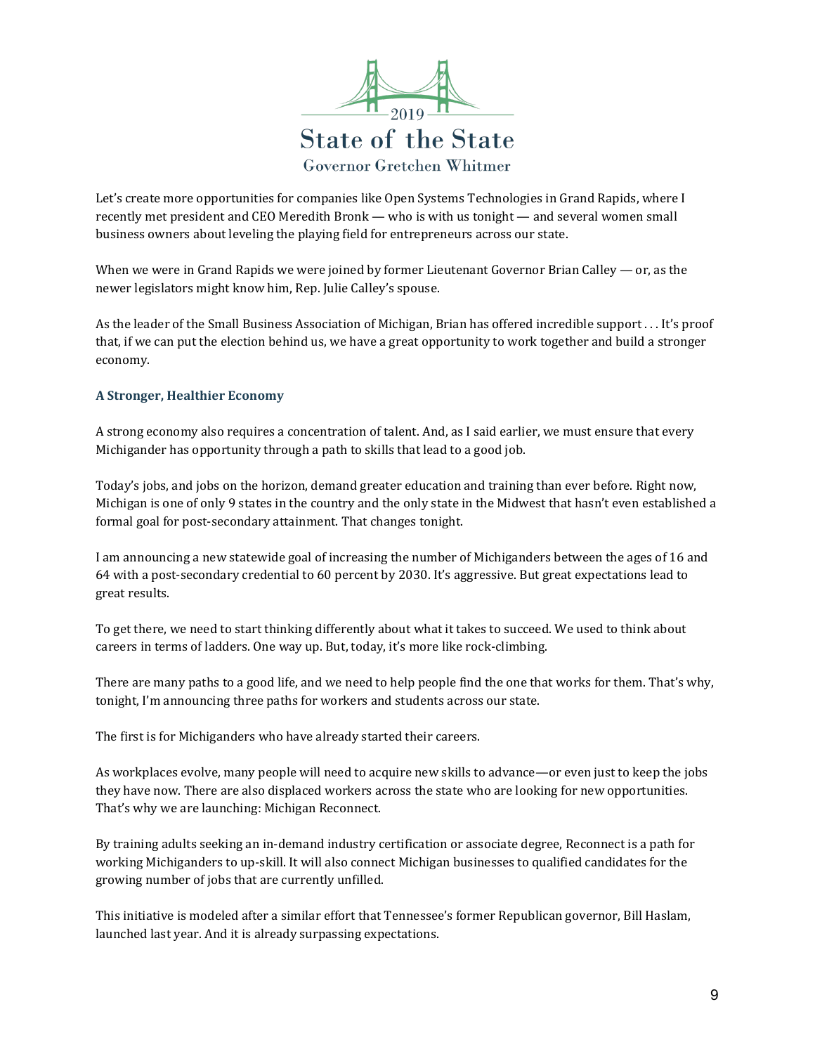Let's create more opportunities for companies like Open Systems Technologies in Grand Rapids, where I recently met president and CEO Meredith Bronk — who is with us tonight — and several women small business owners about leveling the playing field for entrepreneurs across our state.

When we were in Grand Rapids we were joined by former Lieutenant Governor Brian Calley — or, as the newer legislators might know him, Rep. Julie Calley's spouse.

As the leader of the Small Business Association of Michigan, Brian has offered incredible support . . . It's proof that, if we can put the election behind us, we have a great opportunity to work together and build a stronger economy.

### A Stronger, Healthier Economy

A strong economy also requires a concentration of talent. And, as I said earlier, we must ensure that every Michigander has opportunity through a path to skills that lead to a good job.

Today's jobs, and jobs on the horizon, demand greater education and training than ever before. Right now, Michigan is one of only 9 states in the country and the only state in the Midwest that hasn't even established a formal goal for post-secondary attainment. That changes tonight.

I am announcing a new statewide goal of increasing the number of Michiganders between the ages of 16 and 64 with a post-secondary credential to 60 percent by 2030. It's aggressive. But great expectations lead to great results.

To get there, we need to start thinking differently about what it takes to succeed. We used to think about careers in terms of ladders. One way up. But, today, it's more like rock-climbing.

There are many paths to a good life, and we need to help people find the one that works for them. That's why, tonight, I'm announcing three paths for workers and students across our state.

The first is for Michiganders who have already started their careers.

As workplaces evolve, many people will need to acquire new skills to advance—or even just to keep the jobs they have now. There are also displaced workers across the state who are looking for new opportunities. That's why we are launching: Michigan Reconnect.

By training adults seeking an in-demand industry certification or associate degree, Reconnect is a path for working Michiganders to up-skill. It will also connect Michigan businesses to qualified candidates for the growing number of jobs that are currently unfilled.

This initiative is modeled after a similar effort that Tennessee's former Republican governor, Bill Haslam, launched last year. And it is already surpassing expectations.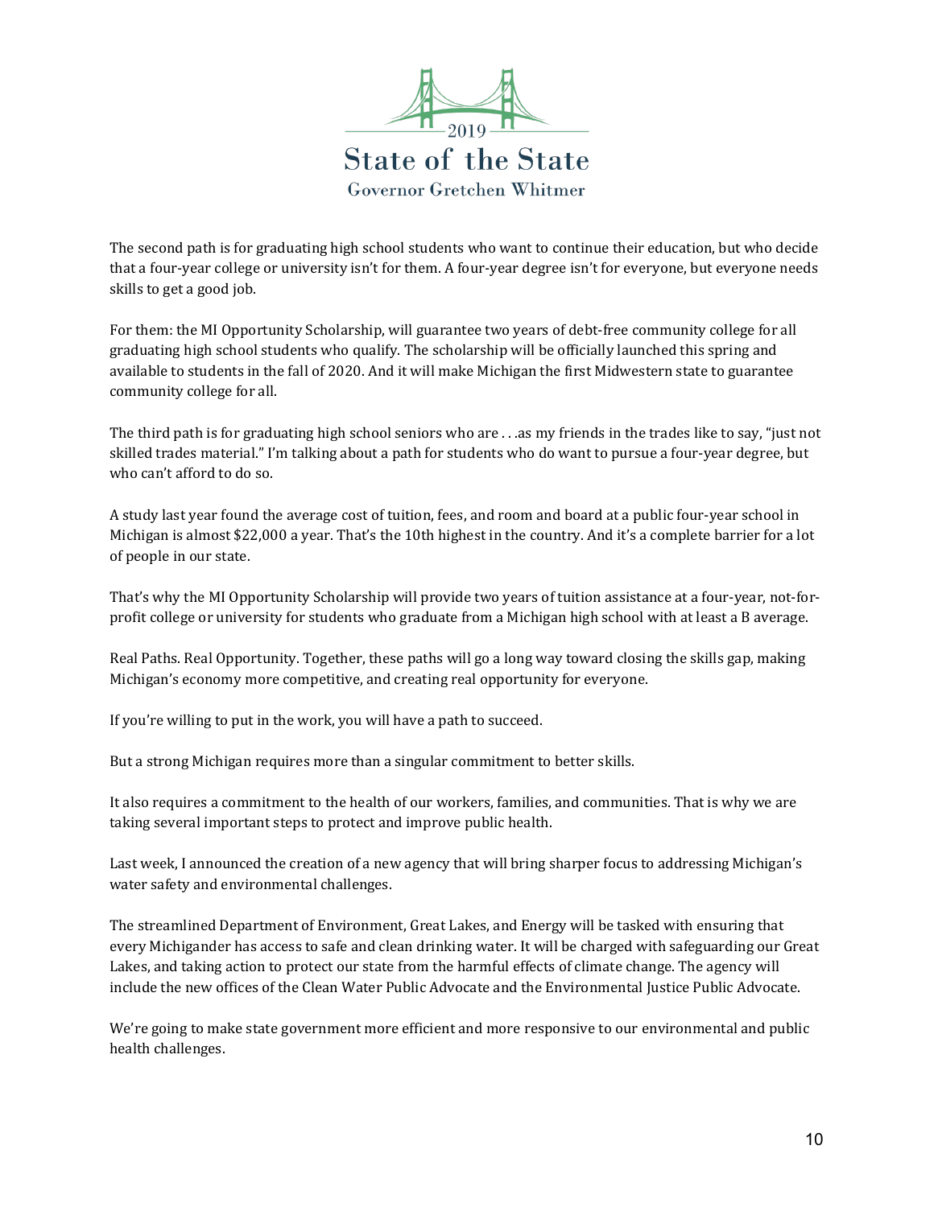The second path is for graduating high school students who want to continue their education, but who decide that a four-year college or university isn't for them. A four-year degree isn't for everyone, but everyone needs skills to get a good job.

For them: the MI Opportunity Scholarship, will guarantee two years of debt-free community college for all graduating high school students who qualify. The scholarship will be officially launched this spring and available to students in the fall of 2020. And it will make Michigan the first Midwestern state to guarantee community college for all.

The third path is for graduating high school seniors who are . . .as my friends in the trades like to say, "just not skilled trades material." I'm talking about a path for students who do want to pursue a four-year degree, but who can't afford to do so.

A study last year found the average cost of tuition, fees, and room and board at a public four-year school in Michigan is almost $22,000 a year. That's the 10th highest in the country. And it's a complete barrier for a lot of people in our state.

That's why the MI Opportunity Scholarship will provide two years of tuition assistance at a four-year, not-for-profit college or university for students who graduate from a Michigan high school with at least a B average.

Real Paths. Real Opportunity. Together, these paths will go a long way toward closing the skills gap, making Michigan's economy more competitive, and creating real opportunity for everyone.

If you're willing to put in the work, you will have a path to succeed.

But a strong Michigan requires more than a singular commitment to better skills.

It also requires a commitment to the health of our workers, families, and communities. That is why we are taking several important steps to protect and improve public health.

Last week, I announced the creation of a new agency that will bring sharper focus to addressing Michigan's water safety and environmental challenges.

The streamlined Department of Environment, Great Lakes, and Energy will be tasked with ensuring that every Michigander has access to safe and clean drinking water. It will be charged with safeguarding our Great Lakes, and taking action to protect our state from the harmful effects of climate change. The agency will include the new offices of the Clean Water Public Advocate and the Environmental Justice Public Advocate.

We're going to make state government more efficient and more responsive to our environmental and public health challenges.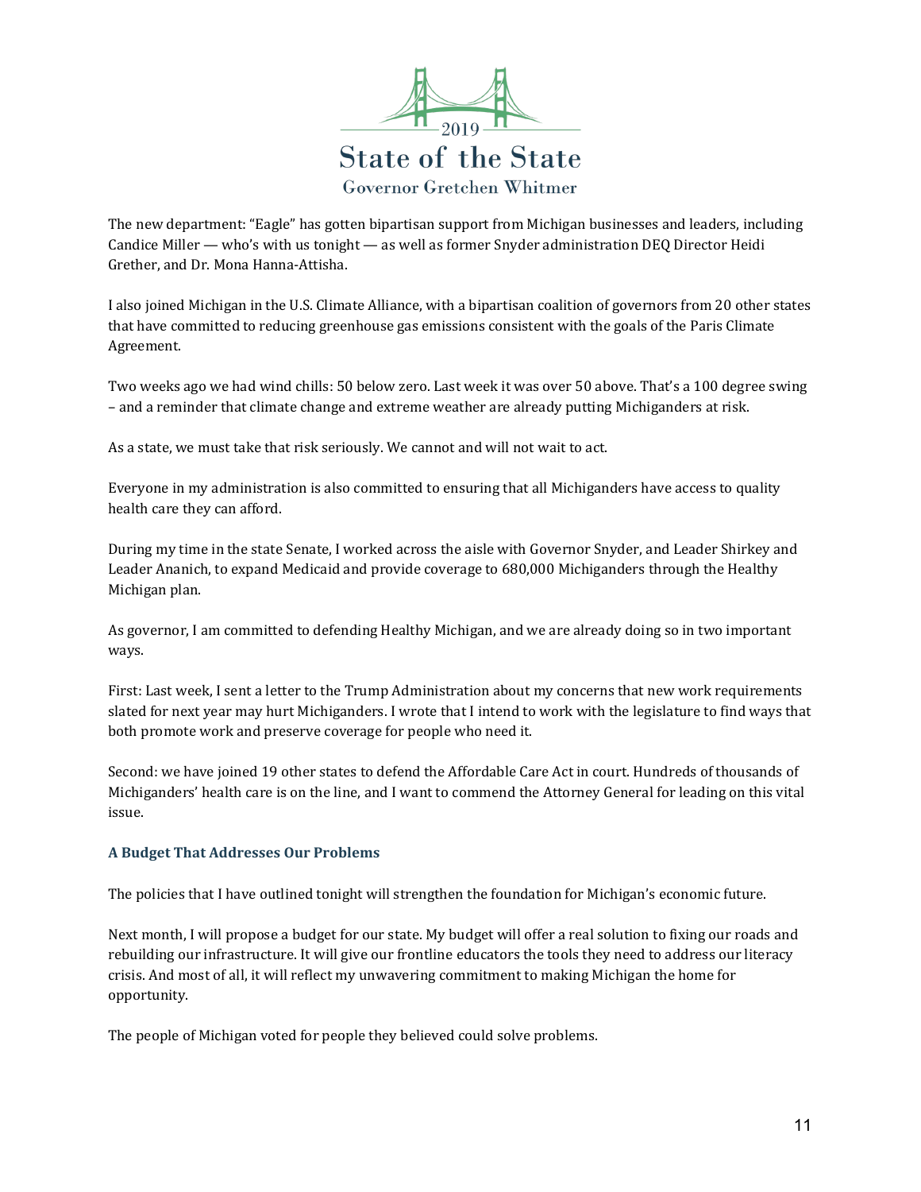The new department: "Eagle" has gotten bipartisan support from Michigan businesses and leaders, including Candice Miller — who's with us tonight — as well as former Snyder administration DEQ Director Heidi Grether, and Dr. Mona Hanna-Attisha.

I also joined Michigan in the U.S. Climate Alliance, with a bipartisan coalition of governors from 20 other states that have committed to reducing greenhouse gas emissions consistent with the goals of the Paris Climate Agreement.

Two weeks ago we had wind chills: 50 below zero. Last week it was over 50 above. That's a 100 degree swing – and a reminder that climate change and extreme weather are already putting Michiganders at risk.

As a state, we must take that risk seriously. We cannot and will not wait to act.

Everyone in my administration is also committed to ensuring that all Michiganders have access to quality health care they can afford.

During my time in the state Senate, I worked across the aisle with Governor Snyder, and Leader Shirkey and Leader Ananich, to expand Medicaid and provide coverage to 680,000 Michiganders through the Healthy Michigan plan.

As governor, I am committed to defending Healthy Michigan, and we are already doing so in two important ways.

First: Last week, I sent a letter to the Trump Administration about my concerns that new work requirements slated for next year may hurt Michiganders. I wrote that I intend to work with the legislature to find ways that both promote work and preserve coverage for people who need it.

Second: we have joined 19 other states to defend the Affordable Care Act in court. Hundreds of thousands of Michiganders' health care is on the line, and I want to commend the Attorney General for leading on this vital issue.

### A Budget That Addresses Our Problems

The policies that I have outlined tonight will strengthen the foundation for Michigan's economic future.

Next month, I will propose a budget for our state. My budget will offer a real solution to fixing our roads and rebuilding our infrastructure. It will give our frontline educators the tools they need to address our literacy crisis. And most of all, it will reflect my unwavering commitment to making Michigan the home for opportunity.

The people of Michigan voted for people they believed could solve problems.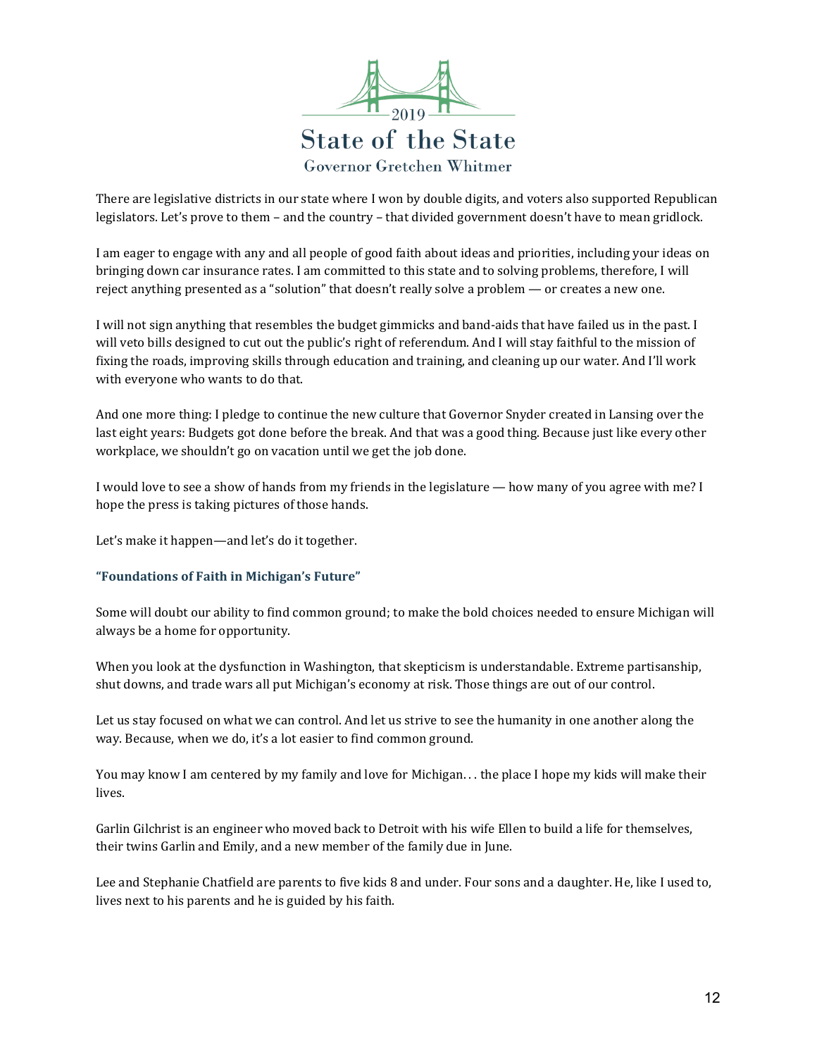There are legislative districts in our state where I won by double digits, and voters also supported Republican legislators. Let's prove to them – and the country – that divided government doesn't have to mean gridlock.

I am eager to engage with any and all people of good faith about ideas and priorities, including your ideas on bringing down car insurance rates. I am committed to this state and to solving problems, therefore, I will reject anything presented as a "solution" that doesn't really solve a problem — or creates a new one.

I will not sign anything that resembles the budget gimmicks and band-aids that have failed us in the past. I will veto bills designed to cut out the public's right of referendum. And I will stay faithful to the mission of fixing the roads, improving skills through education and training, and cleaning up our water. And I'll work with everyone who wants to do that.

And one more thing: I pledge to continue the new culture that Governor Snyder created in Lansing over the last eight years: Budgets got done before the break. And that was a good thing. Because just like every other workplace, we shouldn't go on vacation until we get the job done.

I would love to see a show of hands from my friends in the legislature — how many of you agree with me? I hope the press is taking pictures of those hands.

Let's make it happen—and let's do it together.

### "Foundations of Faith in Michigan's Future"

Some will doubt our ability to find common ground; to make the bold choices needed to ensure Michigan will always be a home for opportunity.

When you look at the dysfunction in Washington, that skepticism is understandable. Extreme partisanship, shut downs, and trade wars all put Michigan's economy at risk. Those things are out of our control.

Let us stay focused on what we can control. And let us strive to see the humanity in one another along the way. Because, when we do, it's a lot easier to find common ground.

You may know I am centered by my family and love for Michigan. . . the place I hope my kids will make their lives.

Garlin Gilchrist is an engineer who moved back to Detroit with his wife Ellen to build a life for themselves, their twins Garlin and Emily, and a new member of the family due in June.

Lee and Stephanie Chatfield are parents to five kids 8 and under. Four sons and a daughter. He, like I used to, lives next to his parents and he is guided by his faith.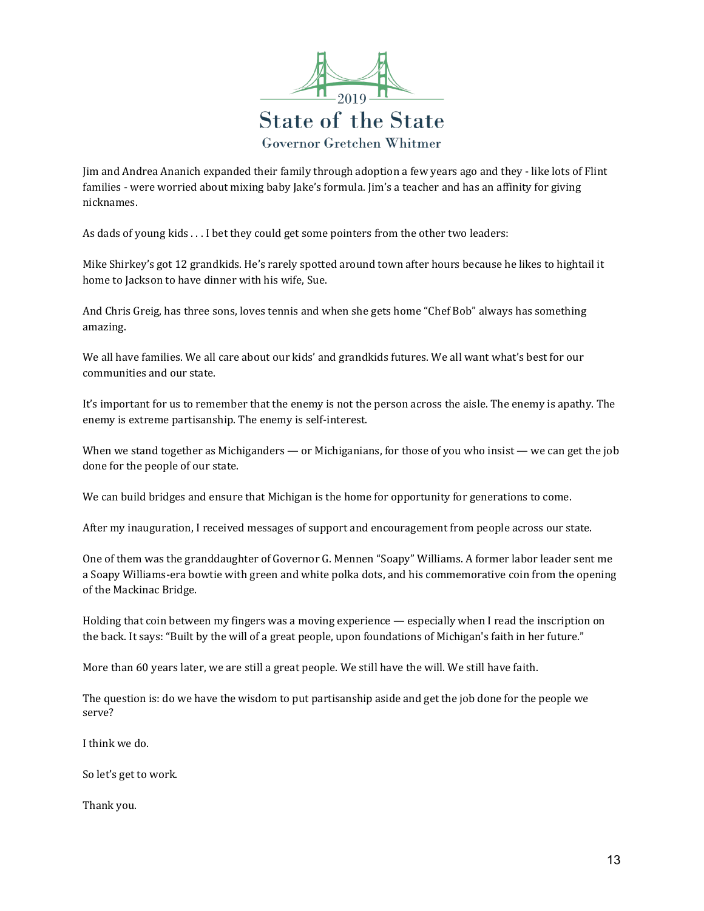Jim and Andrea Ananich expanded their family through adoption a few years ago and they - like lots of Flint families - were worried about mixing baby Jake's formula. Jim's a teacher and has an affinity for giving nicknames.

As dads of young kids . . . I bet they could get some pointers from the other two leaders:

Mike Shirkey's got 12 grandkids. He's rarely spotted around town after hours because he likes to hightail it home to Jackson to have dinner with his wife, Sue.

And Chris Greig, has three sons, loves tennis and when she gets home "Chef Bob" always has something amazing.

We all have families. We all care about our kids' and grandkids futures. We all want what's best for our communities and our state.

It's important for us to remember that the enemy is not the person across the aisle. The enemy is apathy. The enemy is extreme partisanship. The enemy is self-interest.

When we stand together as Michiganders — or Michiganians, for those of you who insist — we can get the job done for the people of our state.

We can build bridges and ensure that Michigan is the home for opportunity for generations to come.

After my inauguration, I received messages of support and encouragement from people across our state.

One of them was the granddaughter of Governor G. Mennen "Soapy" Williams. A former labor leader sent me a Soapy Williams-era bowtie with green and white polka dots, and his commemorative coin from the opening of the Mackinac Bridge.

Holding that coin between my fingers was a moving experience — especially when I read the inscription on the back. It says: "Built by the will of a great people, upon foundations of Michigan's faith in her future."

More than 60 years later, we are still a great people. We still have the will. We still have faith.

The question is: do we have the wisdom to put partisanship aside and get the job done for the people we serve?

I think we do.

So let's get to work.

Thank you.